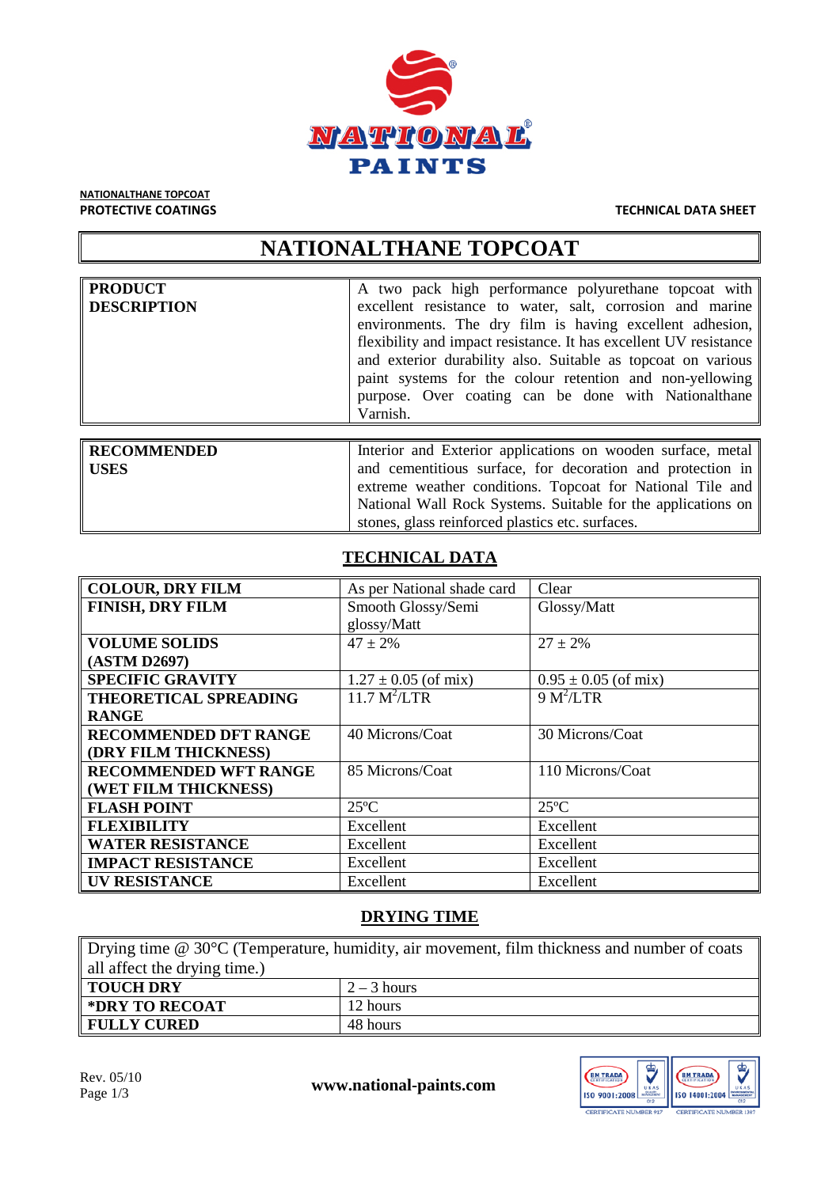**NATIONALTHANE TOPCOAT**
**PROTECTIVE COATINGS**

**TECHNICAL DATA SHEET**

# NATIONALTHANE TOPCOAT

| | |
|---|---|
| **PRODUCT DESCRIPTION** | A two pack high performance polyurethane topcoat with excellent resistance to water, salt, corrosion and marine environments. The dry film is having excellent adhesion, flexibility and impact resistance. It has excellent UV resistance and exterior durability also. Suitable as topcoat on various paint systems for the colour retention and non-yellowing purpose. Over coating can be done with Nationalthane Varnish. |

| | |
|---|---|
| **RECOMMENDED USES** | Interior and Exterior applications on wooden surface, metal and cementitious surface, for decoration and protection in extreme weather conditions. Topcoat for National Tile and National Wall Rock Systems. Suitable for the applications on stones, glass reinforced plastics etc. surfaces. |

## TECHNICAL DATA

| | | |
|---|---|---|
| **COLOUR, DRY FILM** | As per National shade card | Clear |
| **FINISH, DRY FILM** | Smooth Glossy/Semi glossy/Matt | Glossy/Matt |
| **VOLUME SOLIDS (ASTM D2697)** | 47 ± 2% | 27 ± 2% |
| **SPECIFIC GRAVITY** | 1.27 ± 0.05 (of mix) | 0.95 ± 0.05 (of mix) |
| **THEORETICAL SPREADING RANGE** | 11.7 $M^2$/LTR | 9 $M^2$/LTR |
| **RECOMMENDED DFT RANGE (DRY FILM THICKNESS)** | 40 Microns/Coat | 30 Microns/Coat |
| **RECOMMENDED WFT RANGE (WET FILM THICKNESS)** | 85 Microns/Coat | 110 Microns/Coat |
| **FLASH POINT** | 25ºC | 25ºC |
| **FLEXIBILITY** | Excellent | Excellent |
| **WATER RESISTANCE** | Excellent | Excellent |
| **IMPACT RESISTANCE** | Excellent | Excellent |
| **UV RESISTANCE** | Excellent | Excellent |

## DRYING TIME

Drying time @ 30°C (Temperature, humidity, air movement, film thickness and number of coats all affect the drying time.)

| | |
|---|---|
| **TOUCH DRY** | 2 – 3 hours |
| ***DRY TO RECOAT** | 12 hours |
| **FULLY CURED** | 48 hours |

Rev. 05/10

**www.national-paints.com**

ISO 9001:2008 CERTIFICATE NUMBER 917 | ISO 14001:2004 CERTIFICATE NUMBER 1387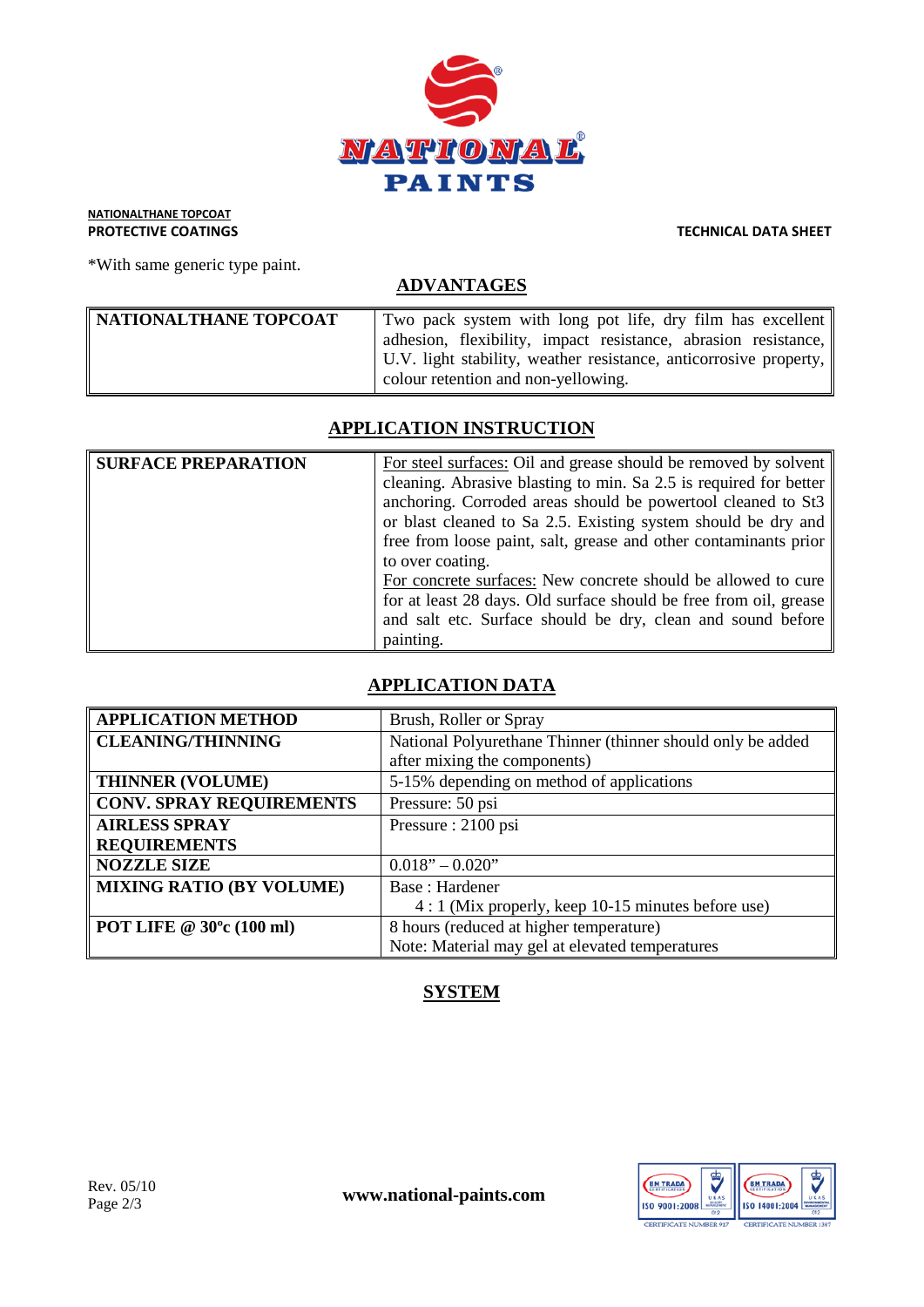**NATIONALTHANE TOPCOAT**
**PROTECTIVE COATINGS**

**TECHNICAL DATA SHEET**

*With same generic type paint.

## ADVANTAGES

| | |
|---|---|
| **NATIONALTHANE TOPCOAT** | Two pack system with long pot life, dry film has excellent adhesion, flexibility, impact resistance, abrasion resistance, U.V. light stability, weather resistance, anticorrosive property, colour retention and non-yellowing. |

## APPLICATION INSTRUCTION

| | |
|---|---|
| **SURFACE PREPARATION** | For steel surfaces: Oil and grease should be removed by solvent cleaning. Abrasive blasting to min. Sa 2.5 is required for better anchoring. Corroded areas should be powertool cleaned to St3 or blast cleaned to Sa 2.5. Existing system should be dry and free from loose paint, salt, grease and other contaminants prior to over coating.<br>For concrete surfaces: New concrete should be allowed to cure for at least 28 days. Old surface should be free from oil, grease and salt etc. Surface should be dry, clean and sound before painting. |

## APPLICATION DATA

| | |
|---|---|
| **APPLICATION METHOD** | Brush, Roller or Spray |
| **CLEANING/THINNING** | National Polyurethane Thinner (thinner should only be added after mixing the components) |
| **THINNER (VOLUME)** | 5-15% depending on method of applications |
| **CONV. SPRAY REQUIREMENTS** | Pressure: 50 psi |
| **AIRLESS SPRAY REQUIREMENTS** | Pressure : 2100 psi |
| **NOZZLE SIZE** | 0.018” – 0.020” |
| **MIXING RATIO (BY VOLUME)** | Base : Hardener<br>4 : 1 (Mix properly, keep 10-15 minutes before use) |
| **POT LIFE @ 30ºc (100 ml)** | 8 hours (reduced at higher temperature)<br>Note: Material may gel at elevated temperatures |

## SYSTEM

Rev. 05/10

www.national-paints.com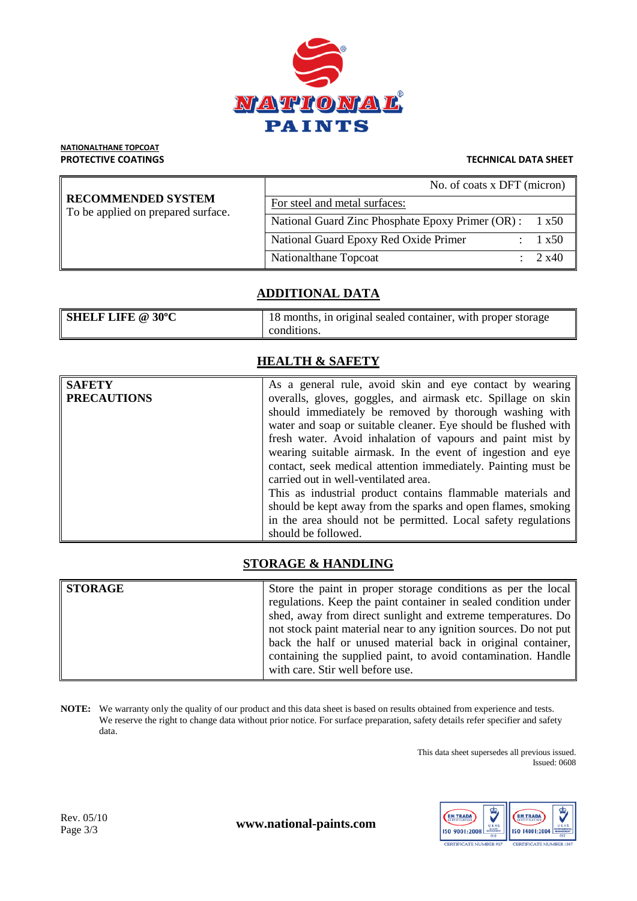**NATIONALTHANE TOPCOAT**
**PROTECTIVE COATINGS**

**TECHNICAL DATA SHEET**

| | | |
|---|---|---|
| **RECOMMENDED SYSTEM** To be applied on prepared surface. | | No. of coats x DFT (micron) |
| | For steel and metal surfaces: | |
| | National Guard Zinc Phosphate Epoxy Primer (OR) : | 1 x50 |
| | National Guard Epoxy Red Oxide Primer : | 1 x50 |
| | Nationalthane Topcoat : | 2 x40 |

## ADDITIONAL DATA

| | |
|---|---|
| **SHELF LIFE @ 30ºC** | 18 months, in original sealed container, with proper storage conditions. |

## HEALTH & SAFETY

| | |
|---|---|
| **SAFETY PRECAUTIONS** | As a general rule, avoid skin and eye contact by wearing overalls, gloves, goggles, and airmask etc. Spillage on skin should immediately be removed by thorough washing with water and soap or suitable cleaner. Eye should be flushed with fresh water. Avoid inhalation of vapours and paint mist by wearing suitable airmask. In the event of ingestion and eye contact, seek medical attention immediately. Painting must be carried out in well-ventilated area. This as industrial product contains flammable materials and should be kept away from the sparks and open flames, smoking in the area should not be permitted. Local safety regulations should be followed. |

## STORAGE & HANDLING

| | |
|---|---|
| **STORAGE** | Store the paint in proper storage conditions as per the local regulations. Keep the paint container in sealed condition under shed, away from direct sunlight and extreme temperatures. Do not stock paint material near to any ignition sources. Do not put back the half or unused material back in original container, containing the supplied paint, to avoid contamination. Handle with care. Stir well before use. |

**NOTE:** We warranty only the quality of our product and this data sheet is based on results obtained from experience and tests. We reserve the right to change data without prior notice. For surface preparation, safety details refer specifier and safety data.

This data sheet supersedes all previous issued.
Issued: 0608

Rev. 05/10

www.national-paints.com